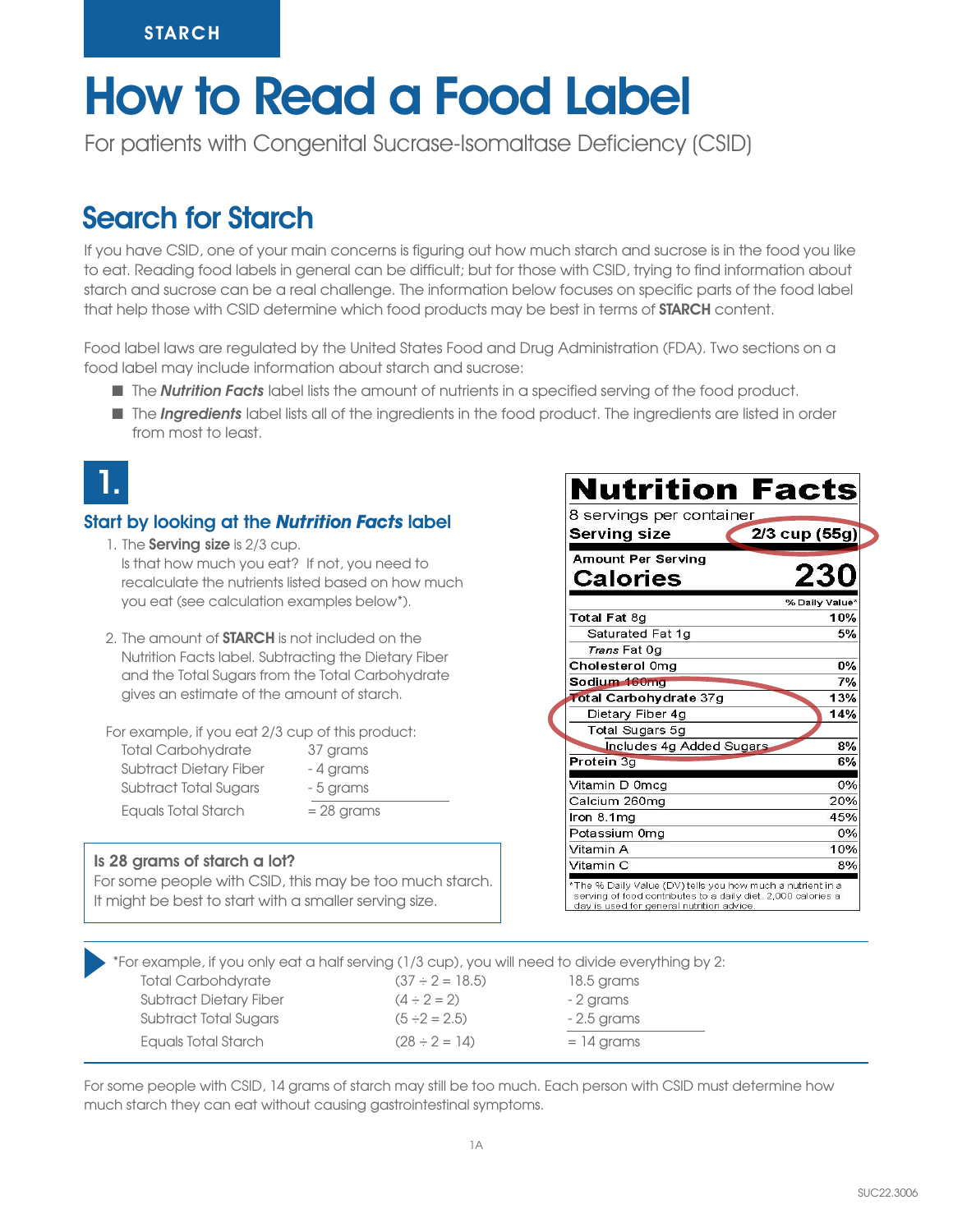STARCH

# How to Read a Food Label

For patients with Congenital Sucrase-Isomaltase Deficiency (CSID)

## Search for Starch

If you have CSID, one of your main concerns is figuring out how much starch and sucrose is in the food you like to eat. Reading food labels in general can be difficult; but for those with CSID, trying to find information about starch and sucrose can be a real challenge. The information below focuses on specific parts of the food label that help those with CSID determine which food products may be best in terms of **STARCH** content.

Food label laws are regulated by the United States Food and Drug Administration (FDA). Two sections on a food label may include information about starch and sucrose:

- The ***Nutrition Facts*** label lists the amount of nutrients in a specified serving of the food product.
- The ***Ingredients*** label lists all of the ingredients in the food product. The ingredients are listed in order from most to least.

## 1.

### Start by looking at the *Nutrition Facts* label

1. The **Serving size** is 2/3 cup.
   Is that how much you eat? If not, you need to recalculate the nutrients listed based on how much you eat (see calculation examples below*).

2. The amount of **STARCH** is not included on the Nutrition Facts label. Subtracting the Dietary Fiber and the Total Sugars from the Total Carbohydrate gives an estimate of the amount of starch.

For example, if you eat 2/3 cup of this product:

| | |
|---|---|
| Total Carbohydrate | 37 grams |
| Subtract Dietary Fiber | - 4 grams |
| Subtract Total Sugars | - 5 grams |
| Equals Total Starch | = 28 grams |

**Is 28 grams of starch a lot?**
For some people with CSID, this may be too much starch. It might be best to start with a smaller serving size.

**Nutrition Facts**

8 servings per container
**Serving size** **2/3 cup (55g)**

| Amount Per Serving | |
|---|---|
| **Calories** | **230** |
| | % Daily Value* |
| **Total Fat** 8g | **10%** |
| Saturated Fat 1g | **5%** |
| *Trans* Fat 0g | |
| **Cholesterol** 0mg | **0%** |
| **Sodium** 160mg | **7%** |
| **Total Carbohydrate** 37g | **13%** |
| Dietary Fiber 4g | **14%** |
| Total Sugars 5g | |
| Includes 4g Added Sugars | **8%** |
| **Protein** 3g | **6%** |
| Vitamin D 0mcg | 0% |
| Calcium 260mg | 20% |
| Iron 8.1mg | 45% |
| Potassium 0mg | 0% |
| Vitamin A | 10% |
| Vitamin C | 8% |

*The % Daily Value (DV) tells you how much a nutrient in a serving of food contributes to a daily diet. 2,000 calories a day is used for general nutrition advice.

*For example, if you only eat a half serving (1/3 cup), you will need to divide everything by 2:

| | | |
|---|---|---|
| Total Carbohydrate | (37 ÷ 2 = 18.5) | 18.5 grams |
| Subtract Dietary Fiber | (4 ÷ 2 = 2) | - 2 grams |
| Subtract Total Sugars | (5 ÷2 = 2.5) | - 2.5 grams |
| Equals Total Starch | (28 ÷ 2 = 14) | = 14 grams |

For some people with CSID, 14 grams of starch may still be too much. Each person with CSID must determine how much starch they can eat without causing gastrointestinal symptoms.

SUC22.3006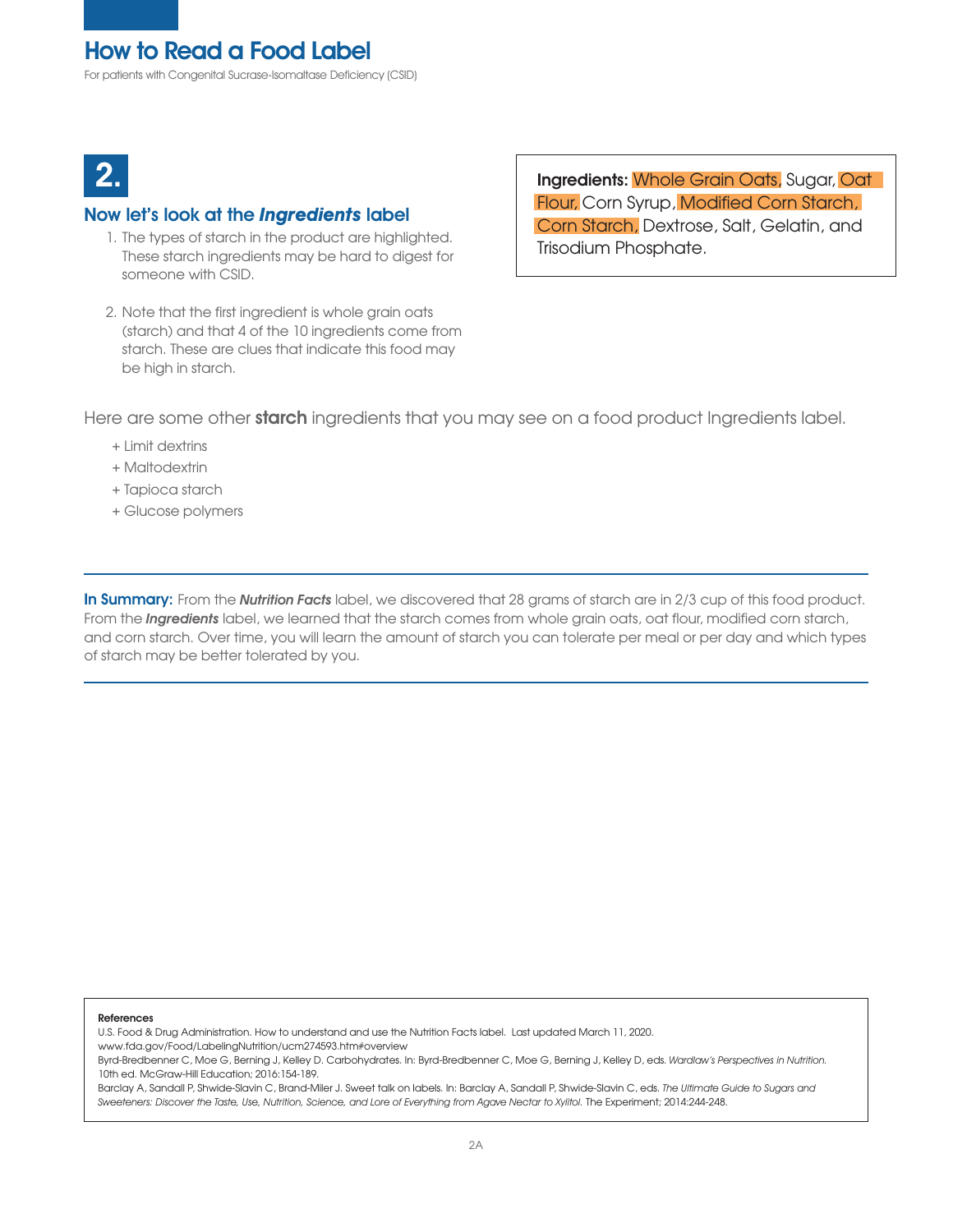# How to Read a Food Label

For patients with Congenital Sucrase-Isomaltase Deficiency (CSID)

## 2.

### Now let's look at the *Ingredients* label

1. The types of starch in the product are highlighted. These starch ingredients may be hard to digest for someone with CSID.

2. Note that the first ingredient is whole grain oats (starch) and that 4 of the 10 ingredients come from starch. These are clues that indicate this food may be high in starch.

**Ingredients:** Whole Grain Oats, Sugar, Oat Flour, Corn Syrup, Modified Corn Starch, Corn Starch, Dextrose, Salt, Gelatin, and Trisodium Phosphate.

Here are some other **starch** ingredients that you may see on a food product Ingredients label.

- + Limit dextrins
- + Maltodextrin
- + Tapioca starch
- + Glucose polymers

---

**In Summary:** From the ***Nutrition Facts*** label, we discovered that 28 grams of starch are in 2/3 cup of this food product. From the ***Ingredients*** label, we learned that the starch comes from whole grain oats, oat flour, modified corn starch, and corn starch. Over time, you will learn the amount of starch you can tolerate per meal or per day and which types of starch may be better tolerated by you.

---

**References**

U.S. Food & Drug Administration. How to understand and use the Nutrition Facts label. Last updated March 11, 2020. www.fda.gov/Food/LabelingNutrition/ucm274593.htm#overview

Byrd-Bredbenner C, Moe G, Berning J, Kelley D. Carbohydrates. In: Byrd-Bredbenner C, Moe G, Berning J, Kelley D, eds. *Wardlaw's Perspectives in Nutrition.* 10th ed. McGraw-Hill Education; 2016:154-189.

Barclay A, Sandall P, Shwide-Slavin C, Brand-Miler J. Sweet talk on labels. In: Barclay A, Sandall P, Shwide-Slavin C, eds. *The Ultimate Guide to Sugars and Sweeteners: Discover the Taste, Use, Nutrition, Science, and Lore of Everything from Agave Nectar to Xylitol.* The Experiment; 2014:244-248.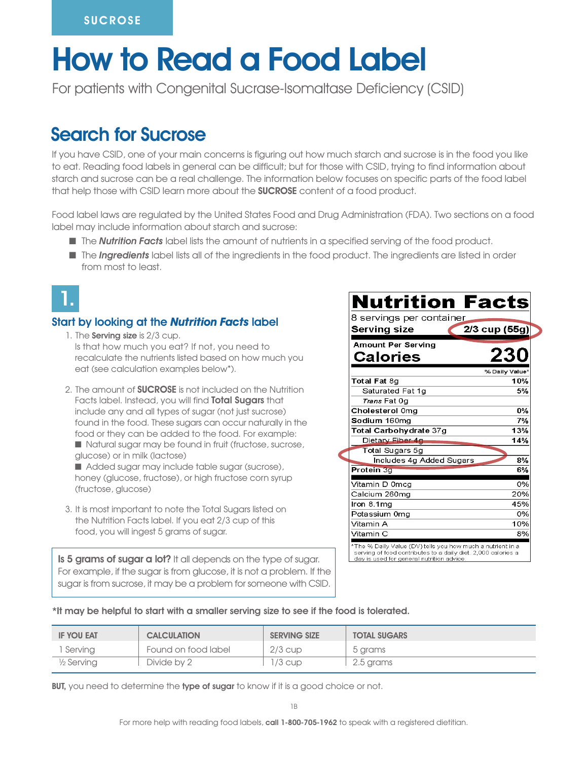SUCROSE

# How to Read a Food Label

For patients with Congenital Sucrase-Isomaltase Deficiency (CSID)

## Search for Sucrose

If you have CSID, one of your main concerns is figuring out how much starch and sucrose is in the food you like to eat. Reading food labels in general can be difficult; but for those with CSID, trying to find information about starch and sucrose can be a real challenge. The information below focuses on specific parts of the food label that help those with CSID learn more about the **SUCROSE** content of a food product.

Food label laws are regulated by the United States Food and Drug Administration (FDA). Two sections on a food label may include information about starch and sucrose:

- The ***Nutrition Facts*** label lists the amount of nutrients in a specified serving of the food product.
- The ***Ingredients*** label lists all of the ingredients in the food product. The ingredients are listed in order from most to least.

### 1. Start by looking at the *Nutrition Facts* label

1. The **Serving size** is 2/3 cup.
   Is that how much you eat? If not, you need to recalculate the nutrients listed based on how much you eat (see calculation examples below*).

2. The amount of **SUCROSE** is not included on the Nutrition Facts label. Instead, you will find **Total Sugars** that include any and all types of sugar (not just sucrose) found in the food. These sugars can occur naturally in the food or they can be added to the food. For example:
   - Natural sugar may be found in fruit (fructose, sucrose, glucose) or in milk (lactose)
   - Added sugar may include table sugar (sucrose), honey (glucose, fructose), or high fructose corn syrup (fructose, glucose)

3. It is most important to note the Total Sugars listed on the Nutrition Facts label. If you eat 2/3 cup of this food, you will ingest 5 grams of sugar.

**Is 5 grams of sugar a lot?** It all depends on the type of sugar. For example, if the sugar is from glucose, it is not a problem. If the sugar is from sucrose, it may be a problem for someone with CSID.

**Nutrition Facts**

8 servings per container

**Serving size** **2/3 cup (55g)**

**Amount Per Serving**

**Calories** **230**

| | % Daily Value* |
|---|---|
| **Total Fat** 8g | **10%** |
| Saturated Fat 1g | **5%** |
| *Trans* Fat 0g | |
| **Cholesterol** 0mg | **0%** |
| **Sodium** 160mg | **7%** |
| **Total Carbohydrate** 37g | **13%** |
| Dietary Fiber 4g | **14%** |
| Total Sugars 5g | |
| Includes 4g Added Sugars | **8%** |
| **Protein** 3g | **6%** |
| Vitamin D 0mcg | 0% |
| Calcium 260mg | 20% |
| Iron 8.1mg | 45% |
| Potassium 0mg | 0% |
| Vitamin A | 10% |
| Vitamin C | 8% |

*The % Daily Value (DV) tells you how much a nutrient in a serving of food contributes to a daily diet. 2,000 calories a day is used for general nutrition advice.

**\*It may be helpful to start with a smaller serving size to see if the food is tolerated.**

| IF YOU EAT | CALCULATION | SERVING SIZE | TOTAL SUGARS |
|---|---|---|---|
| 1 Serving | Found on food label | 2/3 cup | 5 grams |
| ½ Serving | Divide by 2 | 1/3 cup | 2.5 grams |

**BUT,** you need to determine the **type of sugar** to know if it is a good choice or not.

For more help with reading food labels, **call 1-800-705-1962** to speak with a registered dietitian.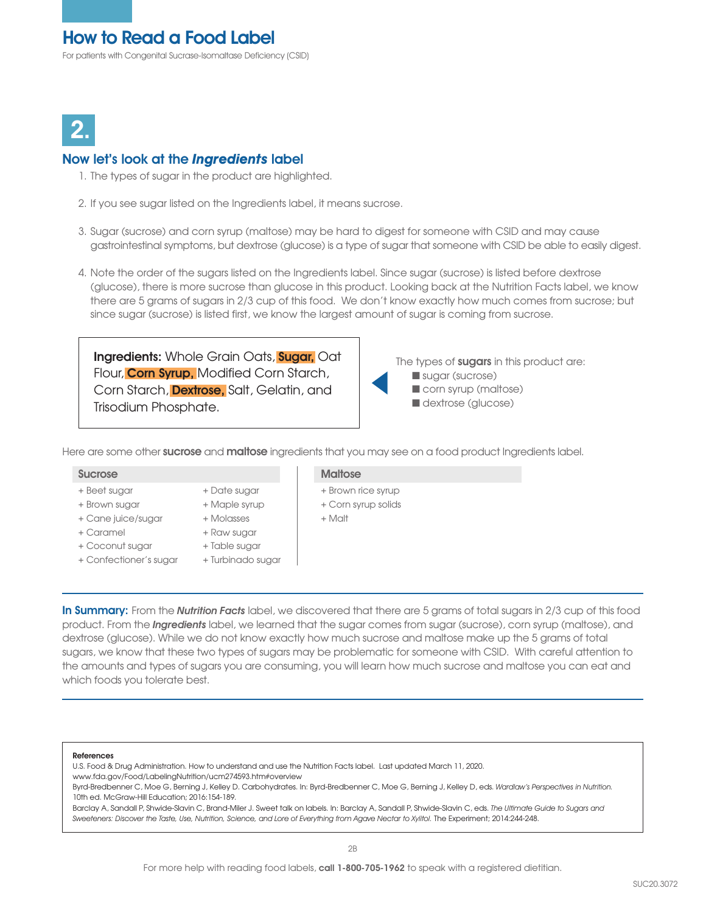# How to Read a Food Label

For patients with Congenital Sucrase-Isomaltase Deficiency (CSID)

## 2.

### Now let's look at the *Ingredients* label

1. The types of sugar in the product are highlighted.
2. If you see sugar listed on the Ingredients label, it means sucrose.
3. Sugar (sucrose) and corn syrup (maltose) may be hard to digest for someone with CSID and may cause gastrointestinal symptoms, but dextrose (glucose) is a type of sugar that someone with CSID be able to easily digest.
4. Note the order of the sugars listed on the Ingredients label. Since sugar (sucrose) is listed before dextrose (glucose), there is more sucrose than glucose in this product. Looking back at the Nutrition Facts label, we know there are 5 grams of sugars in 2/3 cup of this food. We don't know exactly how much comes from sucrose; but since sugar (sucrose) is listed first, we know the largest amount of sugar is coming from sucrose.

**Ingredients:** Whole Grain Oats, **Sugar,** Oat Flour, **Corn Syrup,** Modified Corn Starch, Corn Starch, **Dextrose,** Salt, Gelatin, and Trisodium Phosphate.

The types of **sugars** in this product are:

- sugar (sucrose)
- corn syrup (maltose)
- dextrose (glucose)

Here are some other **sucrose** and **maltose** ingredients that you may see on a food product Ingredients label.

**Sucrose**

- Beet sugar
- Brown sugar
- Cane juice/sugar
- Caramel
- Coconut sugar
- Confectioner's sugar
- Date sugar
- Maple syrup
- Molasses
- Raw sugar
- Table sugar
- Turbinado sugar

**Maltose**

- Brown rice syrup
- Corn syrup solids
- Malt

**In Summary:** From the ***Nutrition Facts*** label, we discovered that there are 5 grams of total sugars in 2/3 cup of this food product. From the ***Ingredients*** label, we learned that the sugar comes from sugar (sucrose), corn syrup (maltose), and dextrose (glucose). While we do not know exactly how much sucrose and maltose make up the 5 grams of total sugars, we know that these two types of sugars may be problematic for someone with CSID. With careful attention to the amounts and types of sugars you are consuming, you will learn how much sucrose and maltose you can eat and which foods you tolerate best.

**References**

U.S. Food & Drug Administration. How to understand and use the Nutrition Facts label. Last updated March 11, 2020. www.fda.gov/Food/LabelingNutrition/ucm274593.htm#overview

Byrd-Bredbenner C, Moe G, Berning J, Kelley D. Carbohydrates. In: Byrd-Bredbenner C, Moe G, Berning J, Kelley D, eds. *Wardlaw's Perspectives in Nutrition.* 10th ed. McGraw-Hill Education; 2016:154-189.

Barclay A, Sandall P, Shwide-Slavin C, Brand-Miler J. Sweet talk on labels. In: Barclay A, Sandall P, Shwide-Slavin C, eds. *The Ultimate Guide to Sugars and Sweeteners: Discover the Taste, Use, Nutrition, Science, and Lore of Everything from Agave Nectar to Xylitol.* The Experiment; 2014:244-248.

For more help with reading food labels, **call 1-800-705-1962** to speak with a registered dietitian.

SUC20.3072